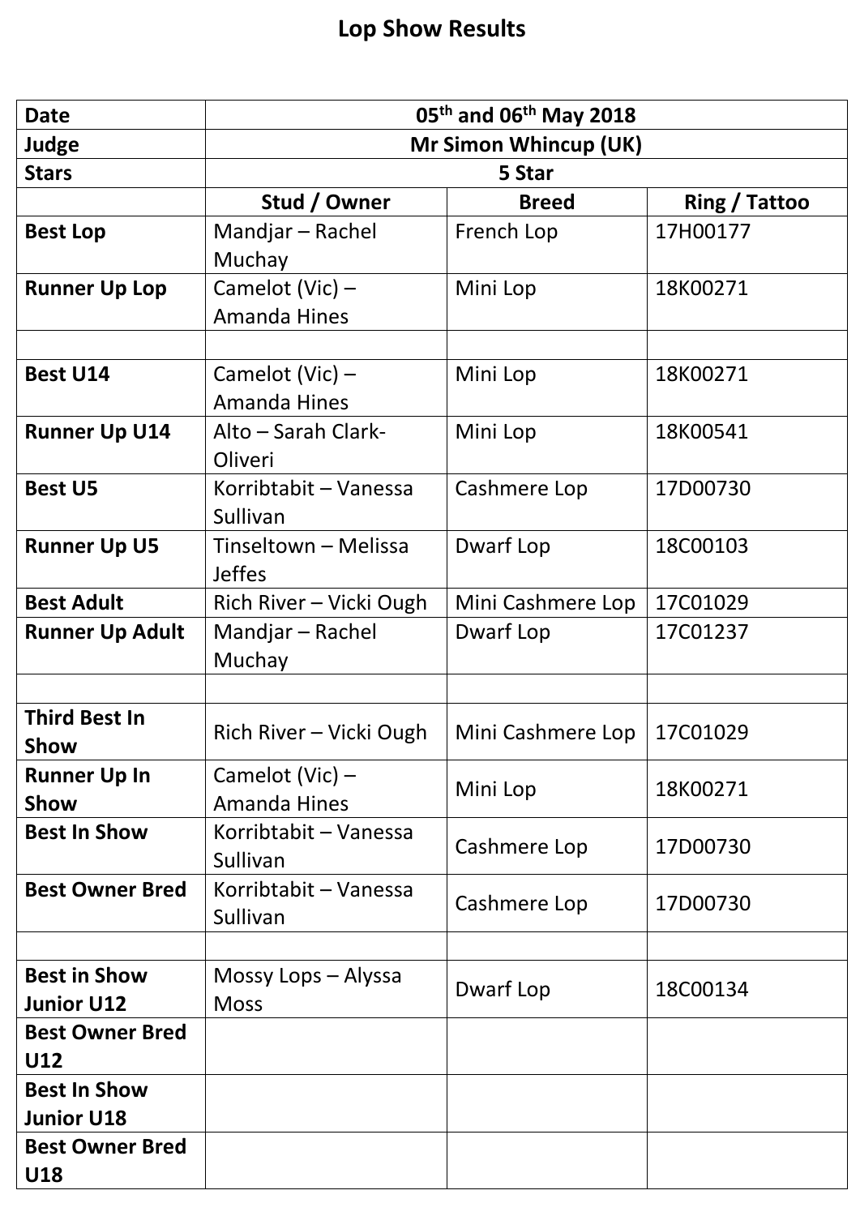# Lop Show Results

| Date | 05th and 06th May 2018 | | |
|---|---|---|---|
| Judge | Mr Simon Whincup (UK) | | |
| Stars | 5 Star | | |
| | **Stud / Owner** | **Breed** | **Ring / Tattoo** |
| **Best Lop** | Mandjar – Rachel Muchay | French Lop | 17H00177 |
| **Runner Up Lop** | Camelot (Vic) – Amanda Hines | Mini Lop | 18K00271 |
| | | | |
| **Best U14** | Camelot (Vic) – Amanda Hines | Mini Lop | 18K00271 |
| **Runner Up U14** | Alto – Sarah Clark-Oliveri | Mini Lop | 18K00541 |
| **Best U5** | Korribtabit – Vanessa Sullivan | Cashmere Lop | 17D00730 |
| **Runner Up U5** | Tinseltown – Melissa Jeffes | Dwarf Lop | 18C00103 |
| **Best Adult** | Rich River – Vicki Ough | Mini Cashmere Lop | 17C01029 |
| **Runner Up Adult** | Mandjar – Rachel Muchay | Dwarf Lop | 17C01237 |
| | | | |
| **Third Best In Show** | Rich River – Vicki Ough | Mini Cashmere Lop | 17C01029 |
| **Runner Up In Show** | Camelot (Vic) – Amanda Hines | Mini Lop | 18K00271 |
| **Best In Show** | Korribtabit – Vanessa Sullivan | Cashmere Lop | 17D00730 |
| **Best Owner Bred** | Korribtabit – Vanessa Sullivan | Cashmere Lop | 17D00730 |
| | | | |
| **Best in Show Junior U12** | Mossy Lops – Alyssa Moss | Dwarf Lop | 18C00134 |
| **Best Owner Bred U12** | | | |
| **Best In Show Junior U18** | | | |
| **Best Owner Bred U18** | | | |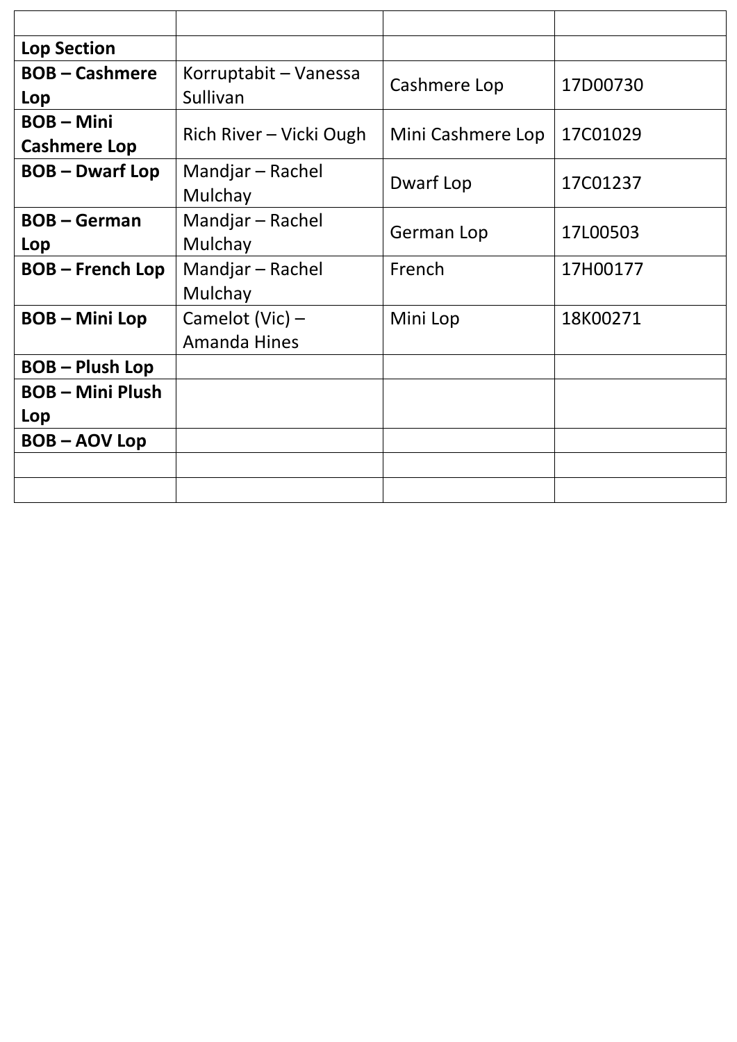| | | | |
|---|---|---|---|
| **Lop Section** | | | |
| **BOB – Cashmere Lop** | Korruptabit – Vanessa Sullivan | Cashmere Lop | 17D00730 |
| **BOB – Mini Cashmere Lop** | Rich River – Vicki Ough | Mini Cashmere Lop | 17C01029 |
| **BOB – Dwarf Lop** | Mandjar – Rachel Mulchay | Dwarf Lop | 17C01237 |
| **BOB – German Lop** | Mandjar – Rachel Mulchay | German Lop | 17L00503 |
| **BOB – French Lop** | Mandjar – Rachel Mulchay | French | 17H00177 |
| **BOB – Mini Lop** | Camelot (Vic) – Amanda Hines | Mini Lop | 18K00271 |
| **BOB – Plush Lop** | | | |
| **BOB – Mini Plush Lop** | | | |
| **BOB – AOV Lop** | | | |
| | | | |
| | | | |